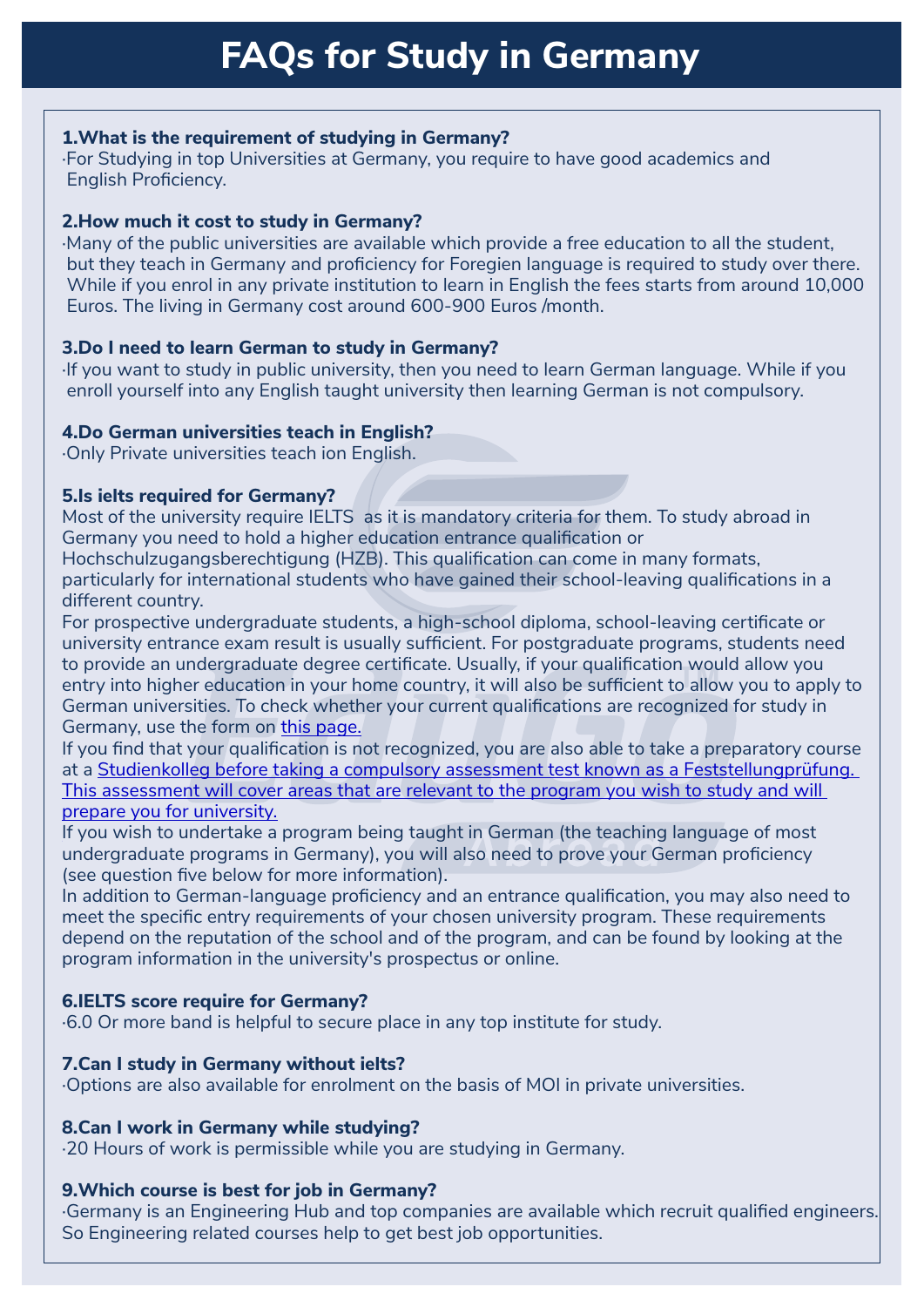# FAQs for Study in Germany

**1.What is the requirement of studying in Germany?**

·For Studying in top Universities at Germany, you require to have good academics and English Proficiency.

**2.How much it cost to study in Germany?**

·Many of the public universities are available which provide a free education to all the student, but they teach in Germany and proficiency for Foregien language is required to study over there. While if you enrol in any private institution to learn in English the fees starts from around 10,000 Euros. The living in Germany cost around 600-900 Euros /month.

**3.Do I need to learn German to study in Germany?**

·If you want to study in public university, then you need to learn German language. While if you enroll yourself into any English taught university then learning German is not compulsory.

**4.Do German universities teach in English?**

·Only Private universities teach ion English.

**5.Is ielts required for Germany?**

Most of the university require IELTS as it is mandatory criteria for them. To study abroad in Germany you need to hold a higher education entrance qualification or Hochschulzugangsberechtigung (HZB). This qualification can come in many formats, particularly for international students who have gained their school-leaving qualifications in a different country.

For prospective undergraduate students, a high-school diploma, school-leaving certificate or university entrance exam result is usually sufficient. For postgraduate programs, students need to provide an undergraduate degree certificate. Usually, if your qualification would allow you entry into higher education in your home country, it will also be sufficient to allow you to apply to German universities. To check whether your current qualifications are recognized for study in Germany, use the form on this page.

If you find that your qualification is not recognized, you are also able to take a preparatory course at a Studienkolleg before taking a compulsory assessment test known as a Feststellungprüfung. This assessment will cover areas that are relevant to the program you wish to study and will prepare you for university.

If you wish to undertake a program being taught in German (the teaching language of most undergraduate programs in Germany), you will also need to prove your German proficiency (see question five below for more information).

In addition to German-language proficiency and an entrance qualification, you may also need to meet the specific entry requirements of your chosen university program. These requirements depend on the reputation of the school and of the program, and can be found by looking at the program information in the university's prospectus or online.

**6.IELTS score require for Germany?**

·6.0 Or more band is helpful to secure place in any top institute for study.

**7.Can I study in Germany without ielts?**

·Options are also available for enrolment on the basis of MOI in private universities.

**8.Can I work in Germany while studying?**

·20 Hours of work is permissible while you are studying in Germany.

**9.Which course is best for job in Germany?**

·Germany is an Engineering Hub and top companies are available which recruit qualified engineers. So Engineering related courses help to get best job opportunities.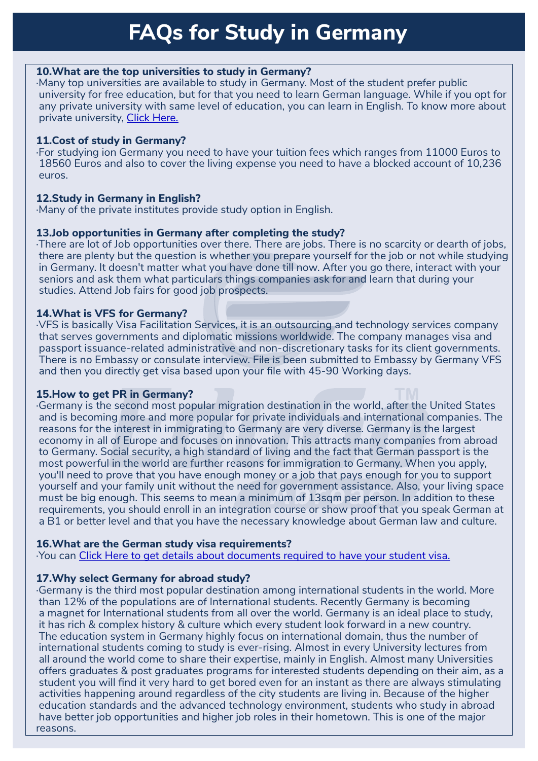# FAQs for Study in Germany

**10.What are the top universities to study in Germany?**

·Many top universities are available to study in Germany. Most of the student prefer public university for free education, but for that you need to learn German language. While if you opt for any private university with same level of education, you can learn in English. To know more about private university, Click Here.

**11.Cost of study in Germany?**

·For studying ion Germany you need to have your tuition fees which ranges from 11000 Euros to 18560 Euros and also to cover the living expense you need to have a blocked account of 10,236 euros.

**12.Study in Germany in English?**

·Many of the private institutes provide study option in English.

**13.Job opportunities in Germany after completing the study?**

·There are lot of Job opportunities over there. There are jobs. There is no scarcity or dearth of jobs, there are plenty but the question is whether you prepare yourself for the job or not while studying in Germany. It doesn't matter what you have done till now. After you go there, interact with your seniors and ask them what particulars things companies ask for and learn that during your studies. Attend Job fairs for good job prospects.

**14.What is VFS for Germany?**

·VFS is basically Visa Facilitation Services, it is an outsourcing and technology services company that serves governments and diplomatic missions worldwide. The company manages visa and passport issuance-related administrative and non-discretionary tasks for its client governments. There is no Embassy or consulate interview. File is been submitted to Embassy by Germany VFS and then you directly get visa based upon your file with 45-90 Working days.

**15.How to get PR in Germany?**

·Germany is the second most popular migration destination in the world, after the United States and is becoming more and more popular for private individuals and international companies. The reasons for the interest in immigrating to Germany are very diverse. Germany is the largest economy in all of Europe and focuses on innovation. This attracts many companies from abroad to Germany. Social security, a high standard of living and the fact that German passport is the most powerful in the world are further reasons for immigration to Germany. When you apply, you'll need to prove that you have enough money or a job that pays enough for you to support yourself and your family unit without the need for government assistance. Also, your living space must be big enough. This seems to mean a minimum of 13sqm per person. In addition to these requirements, you should enroll in an integration course or show proof that you speak German at a B1 or better level and that you have the necessary knowledge about German law and culture.

**16.What are the German study visa requirements?**

·You can Click Here to get details about documents required to have your student visa.

**17.Why select Germany for abroad study?**

·Germany is the third most popular destination among international students in the world. More than 12% of the populations are of International students. Recently Germany is becoming a magnet for International students from all over the world. Germany is an ideal place to study, it has rich & complex history & culture which every student look forward in a new country. The education system in Germany highly focus on international domain, thus the number of international students coming to study is ever-rising. Almost in every University lectures from all around the world come to share their expertise, mainly in English. Almost many Universities offers graduates & post graduates programs for interested students depending on their aim, as a student you will find it very hard to get bored even for an instant as there are always stimulating activities happening around regardless of the city students are living in. Because of the higher education standards and the advanced technology environment, students who study in abroad have better job opportunities and higher job roles in their hometown. This is one of the major reasons.